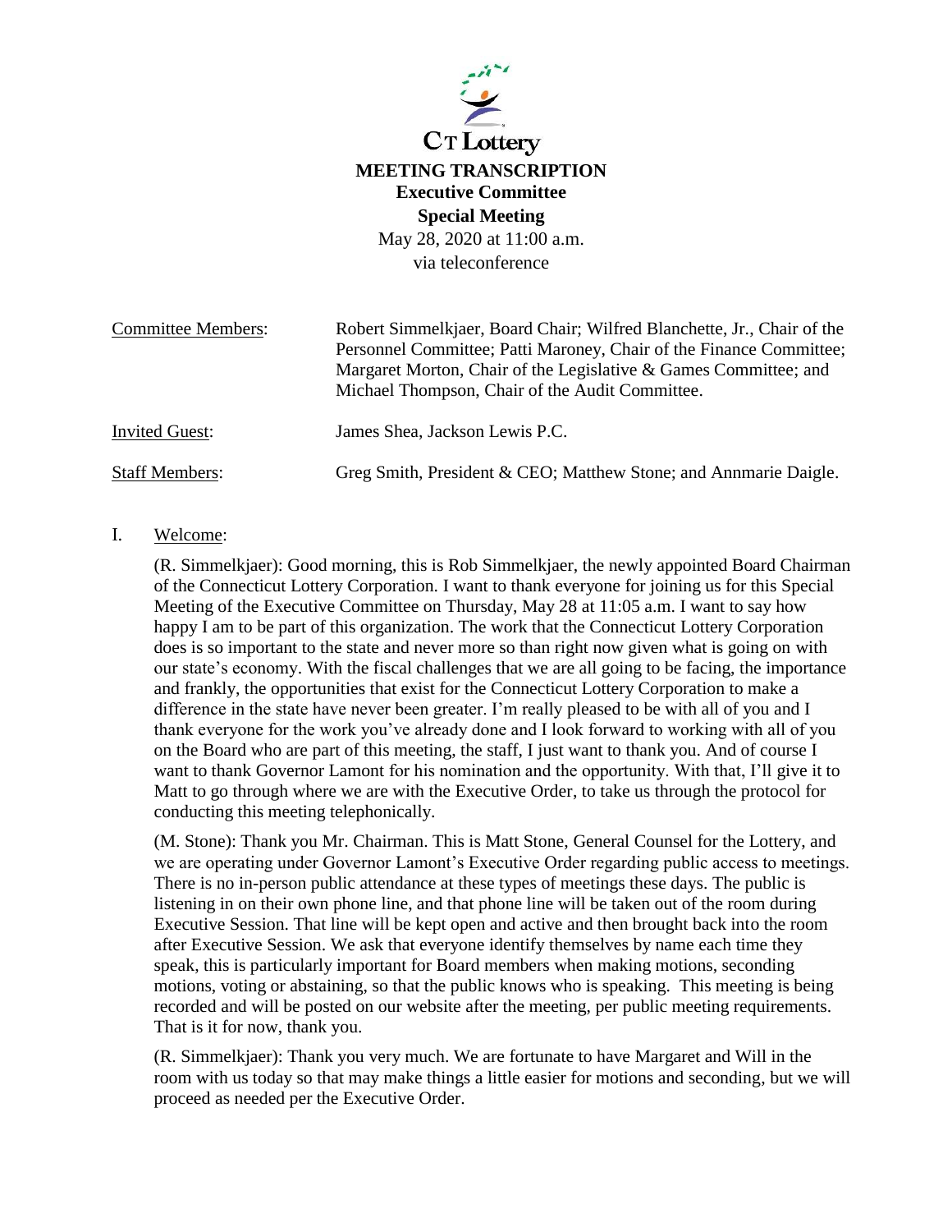CT Lottery

# MEETING TRANSCRIPTION

## Executive Committee

## Special Meeting

May 28, 2020 at 11:00 a.m.
via teleconference

| | |
|---|---|
| Committee Members: | Robert Simmelkjaer, Board Chair; Wilfred Blanchette, Jr., Chair of the Personnel Committee; Patti Maroney, Chair of the Finance Committee; Margaret Morton, Chair of the Legislative & Games Committee; and Michael Thompson, Chair of the Audit Committee. |
| Invited Guest: | James Shea, Jackson Lewis P.C. |
| Staff Members: | Greg Smith, President & CEO; Matthew Stone; and Annmarie Daigle. |

I. Welcome:

(R. Simmelkjaer): Good morning, this is Rob Simmelkjaer, the newly appointed Board Chairman of the Connecticut Lottery Corporation. I want to thank everyone for joining us for this Special Meeting of the Executive Committee on Thursday, May 28 at 11:05 a.m. I want to say how happy I am to be part of this organization. The work that the Connecticut Lottery Corporation does is so important to the state and never more so than right now given what is going on with our state's economy. With the fiscal challenges that we are all going to be facing, the importance and frankly, the opportunities that exist for the Connecticut Lottery Corporation to make a difference in the state have never been greater. I'm really pleased to be with all of you and I thank everyone for the work you've already done and I look forward to working with all of you on the Board who are part of this meeting, the staff, I just want to thank you. And of course I want to thank Governor Lamont for his nomination and the opportunity. With that, I'll give it to Matt to go through where we are with the Executive Order, to take us through the protocol for conducting this meeting telephonically.

(M. Stone): Thank you Mr. Chairman. This is Matt Stone, General Counsel for the Lottery, and we are operating under Governor Lamont's Executive Order regarding public access to meetings. There is no in-person public attendance at these types of meetings these days. The public is listening in on their own phone line, and that phone line will be taken out of the room during Executive Session. That line will be kept open and active and then brought back into the room after Executive Session. We ask that everyone identify themselves by name each time they speak, this is particularly important for Board members when making motions, seconding motions, voting or abstaining, so that the public knows who is speaking. This meeting is being recorded and will be posted on our website after the meeting, per public meeting requirements. That is it for now, thank you.

(R. Simmelkjaer): Thank you very much. We are fortunate to have Margaret and Will in the room with us today so that may make things a little easier for motions and seconding, but we will proceed as needed per the Executive Order.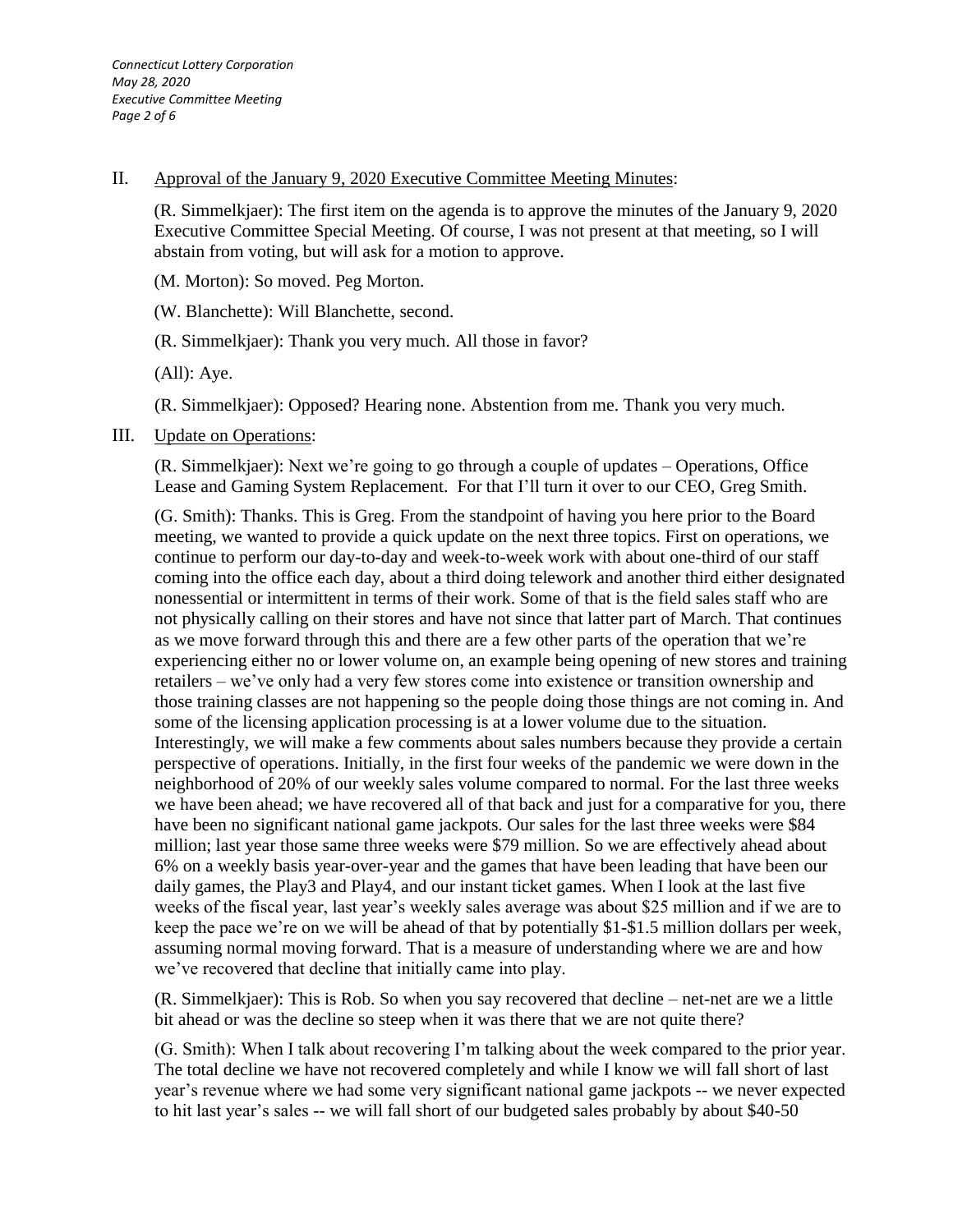II. Approval of the January 9, 2020 Executive Committee Meeting Minutes:

(R. Simmelkjaer): The first item on the agenda is to approve the minutes of the January 9, 2020 Executive Committee Special Meeting. Of course, I was not present at that meeting, so I will abstain from voting, but will ask for a motion to approve.

(M. Morton): So moved. Peg Morton.

(W. Blanchette): Will Blanchette, second.

(R. Simmelkjaer): Thank you very much. All those in favor?

(All): Aye.

(R. Simmelkjaer): Opposed? Hearing none. Abstention from me. Thank you very much.

III. Update on Operations:

(R. Simmelkjaer): Next we're going to go through a couple of updates – Operations, Office Lease and Gaming System Replacement. For that I'll turn it over to our CEO, Greg Smith.

(G. Smith): Thanks. This is Greg. From the standpoint of having you here prior to the Board meeting, we wanted to provide a quick update on the next three topics. First on operations, we continue to perform our day-to-day and week-to-week work with about one-third of our staff coming into the office each day, about a third doing telework and another third either designated nonessential or intermittent in terms of their work. Some of that is the field sales staff who are not physically calling on their stores and have not since that latter part of March. That continues as we move forward through this and there are a few other parts of the operation that we're experiencing either no or lower volume on, an example being opening of new stores and training retailers – we've only had a very few stores come into existence or transition ownership and those training classes are not happening so the people doing those things are not coming in. And some of the licensing application processing is at a lower volume due to the situation. Interestingly, we will make a few comments about sales numbers because they provide a certain perspective of operations. Initially, in the first four weeks of the pandemic we were down in the neighborhood of 20% of our weekly sales volume compared to normal. For the last three weeks we have been ahead; we have recovered all of that back and just for a comparative for you, there have been no significant national game jackpots. Our sales for the last three weeks were $84 million; last year those same three weeks were $79 million. So we are effectively ahead about 6% on a weekly basis year-over-year and the games that have been leading that have been our daily games, the Play3 and Play4, and our instant ticket games. When I look at the last five weeks of the fiscal year, last year's weekly sales average was about $25 million and if we are to keep the pace we're on we will be ahead of that by potentially $1-$1.5 million dollars per week, assuming normal moving forward. That is a measure of understanding where we are and how we've recovered that decline that initially came into play.

(R. Simmelkjaer): This is Rob. So when you say recovered that decline – net-net are we a little bit ahead or was the decline so steep when it was there that we are not quite there?

(G. Smith): When I talk about recovering I'm talking about the week compared to the prior year. The total decline we have not recovered completely and while I know we will fall short of last year's revenue where we had some very significant national game jackpots -- we never expected to hit last year's sales -- we will fall short of our budgeted sales probably by about $40-50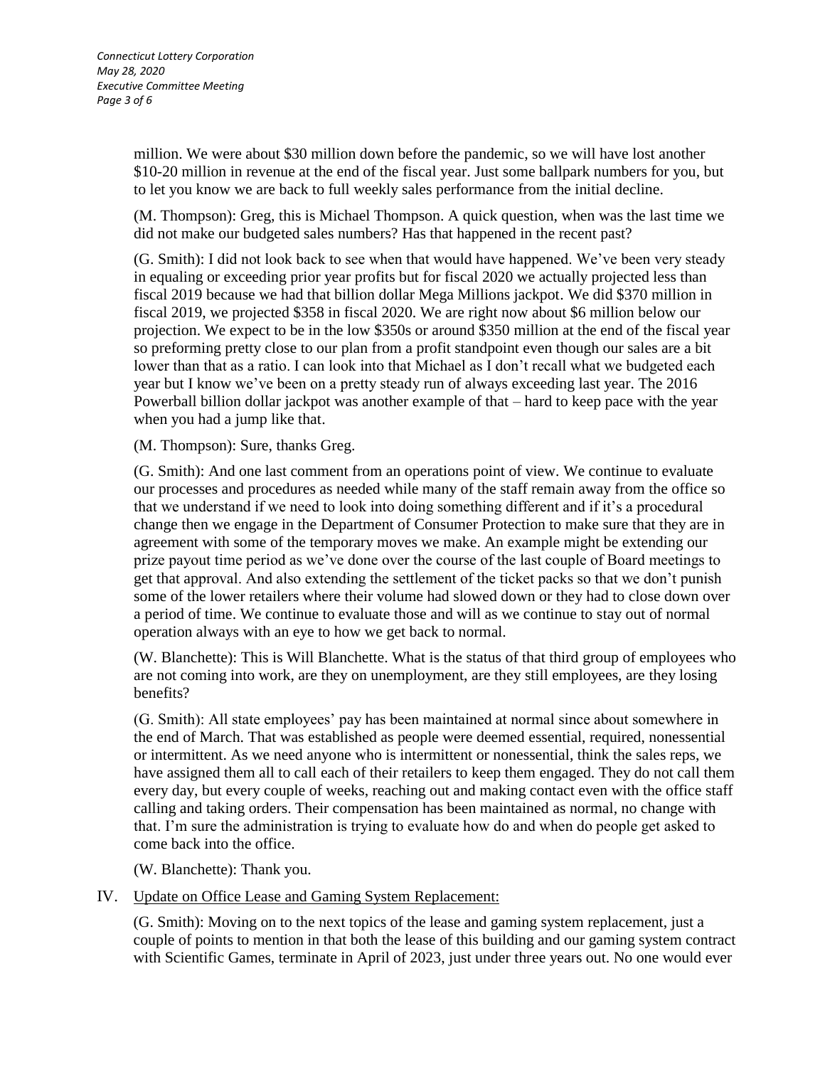million. We were about $30 million down before the pandemic, so we will have lost another $10-20 million in revenue at the end of the fiscal year. Just some ballpark numbers for you, but to let you know we are back to full weekly sales performance from the initial decline.

(M. Thompson): Greg, this is Michael Thompson. A quick question, when was the last time we did not make our budgeted sales numbers? Has that happened in the recent past?

(G. Smith): I did not look back to see when that would have happened. We've been very steady in equaling or exceeding prior year profits but for fiscal 2020 we actually projected less than fiscal 2019 because we had that billion dollar Mega Millions jackpot. We did $370 million in fiscal 2019, we projected $358 in fiscal 2020. We are right now about $6 million below our projection. We expect to be in the low $350s or around $350 million at the end of the fiscal year so preforming pretty close to our plan from a profit standpoint even though our sales are a bit lower than that as a ratio. I can look into that Michael as I don't recall what we budgeted each year but I know we've been on a pretty steady run of always exceeding last year. The 2016 Powerball billion dollar jackpot was another example of that – hard to keep pace with the year when you had a jump like that.

(M. Thompson): Sure, thanks Greg.

(G. Smith): And one last comment from an operations point of view. We continue to evaluate our processes and procedures as needed while many of the staff remain away from the office so that we understand if we need to look into doing something different and if it's a procedural change then we engage in the Department of Consumer Protection to make sure that they are in agreement with some of the temporary moves we make. An example might be extending our prize payout time period as we've done over the course of the last couple of Board meetings to get that approval. And also extending the settlement of the ticket packs so that we don't punish some of the lower retailers where their volume had slowed down or they had to close down over a period of time. We continue to evaluate those and will as we continue to stay out of normal operation always with an eye to how we get back to normal.

(W. Blanchette): This is Will Blanchette. What is the status of that third group of employees who are not coming into work, are they on unemployment, are they still employees, are they losing benefits?

(G. Smith): All state employees' pay has been maintained at normal since about somewhere in the end of March. That was established as people were deemed essential, required, nonessential or intermittent. As we need anyone who is intermittent or nonessential, think the sales reps, we have assigned them all to call each of their retailers to keep them engaged. They do not call them every day, but every couple of weeks, reaching out and making contact even with the office staff calling and taking orders. Their compensation has been maintained as normal, no change with that. I'm sure the administration is trying to evaluate how do and when do people get asked to come back into the office.

(W. Blanchette): Thank you.

IV. <u>Update on Office Lease and Gaming System Replacement:</u>

(G. Smith): Moving on to the next topics of the lease and gaming system replacement, just a couple of points to mention in that both the lease of this building and our gaming system contract with Scientific Games, terminate in April of 2023, just under three years out. No one would ever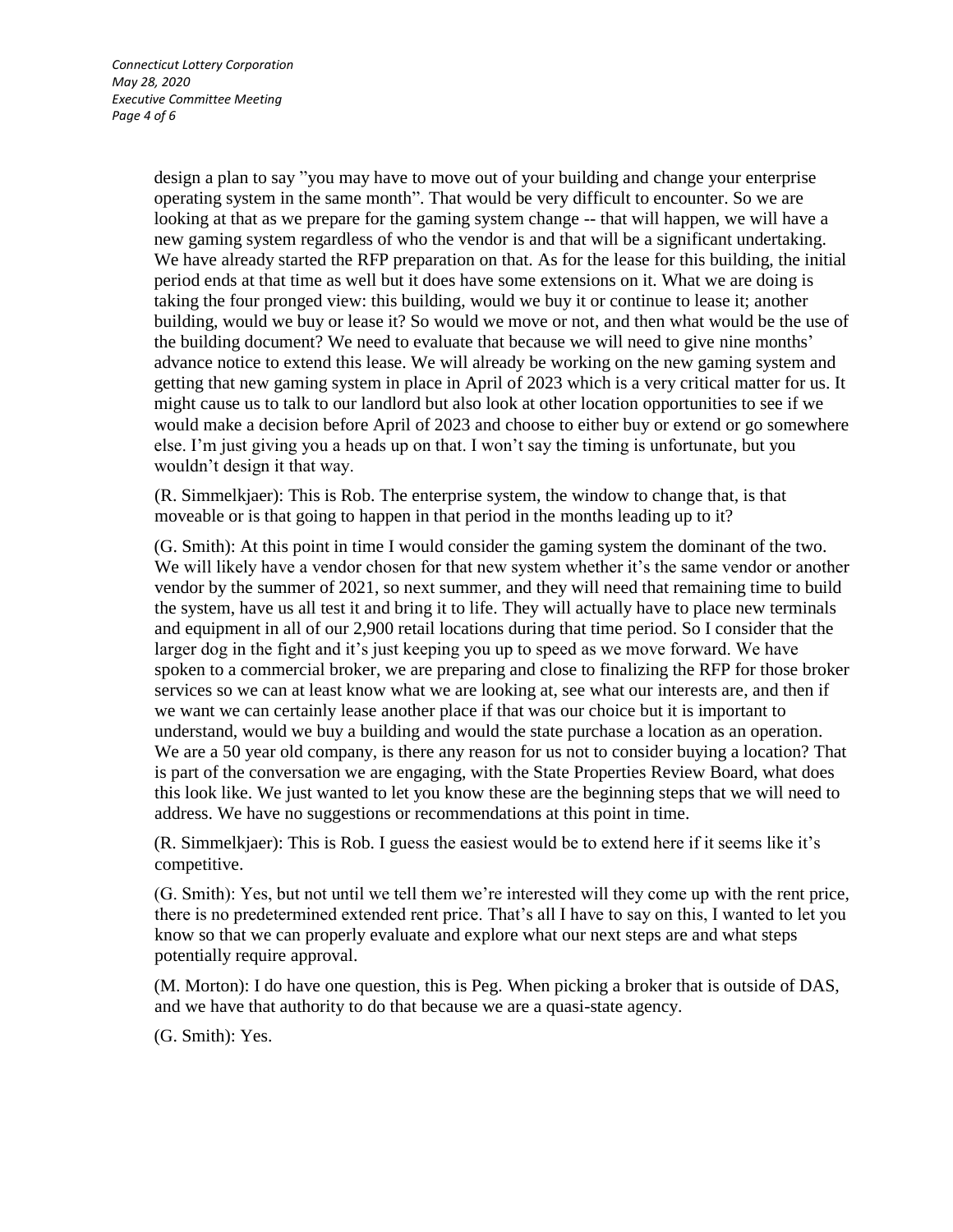design a plan to say "you may have to move out of your building and change your enterprise operating system in the same month". That would be very difficult to encounter. So we are looking at that as we prepare for the gaming system change -- that will happen, we will have a new gaming system regardless of who the vendor is and that will be a significant undertaking. We have already started the RFP preparation on that. As for the lease for this building, the initial period ends at that time as well but it does have some extensions on it. What we are doing is taking the four pronged view: this building, would we buy it or continue to lease it; another building, would we buy or lease it? So would we move or not, and then what would be the use of the building document? We need to evaluate that because we will need to give nine months' advance notice to extend this lease. We will already be working on the new gaming system and getting that new gaming system in place in April of 2023 which is a very critical matter for us. It might cause us to talk to our landlord but also look at other location opportunities to see if we would make a decision before April of 2023 and choose to either buy or extend or go somewhere else. I'm just giving you a heads up on that. I won't say the timing is unfortunate, but you wouldn't design it that way.

(R. Simmelkjaer): This is Rob. The enterprise system, the window to change that, is that moveable or is that going to happen in that period in the months leading up to it?

(G. Smith): At this point in time I would consider the gaming system the dominant of the two. We will likely have a vendor chosen for that new system whether it's the same vendor or another vendor by the summer of 2021, so next summer, and they will need that remaining time to build the system, have us all test it and bring it to life. They will actually have to place new terminals and equipment in all of our 2,900 retail locations during that time period. So I consider that the larger dog in the fight and it's just keeping you up to speed as we move forward. We have spoken to a commercial broker, we are preparing and close to finalizing the RFP for those broker services so we can at least know what we are looking at, see what our interests are, and then if we want we can certainly lease another place if that was our choice but it is important to understand, would we buy a building and would the state purchase a location as an operation. We are a 50 year old company, is there any reason for us not to consider buying a location? That is part of the conversation we are engaging, with the State Properties Review Board, what does this look like. We just wanted to let you know these are the beginning steps that we will need to address. We have no suggestions or recommendations at this point in time.

(R. Simmelkjaer): This is Rob. I guess the easiest would be to extend here if it seems like it's competitive.

(G. Smith): Yes, but not until we tell them we're interested will they come up with the rent price, there is no predetermined extended rent price. That's all I have to say on this, I wanted to let you know so that we can properly evaluate and explore what our next steps are and what steps potentially require approval.

(M. Morton): I do have one question, this is Peg. When picking a broker that is outside of DAS, and we have that authority to do that because we are a quasi-state agency.

(G. Smith): Yes.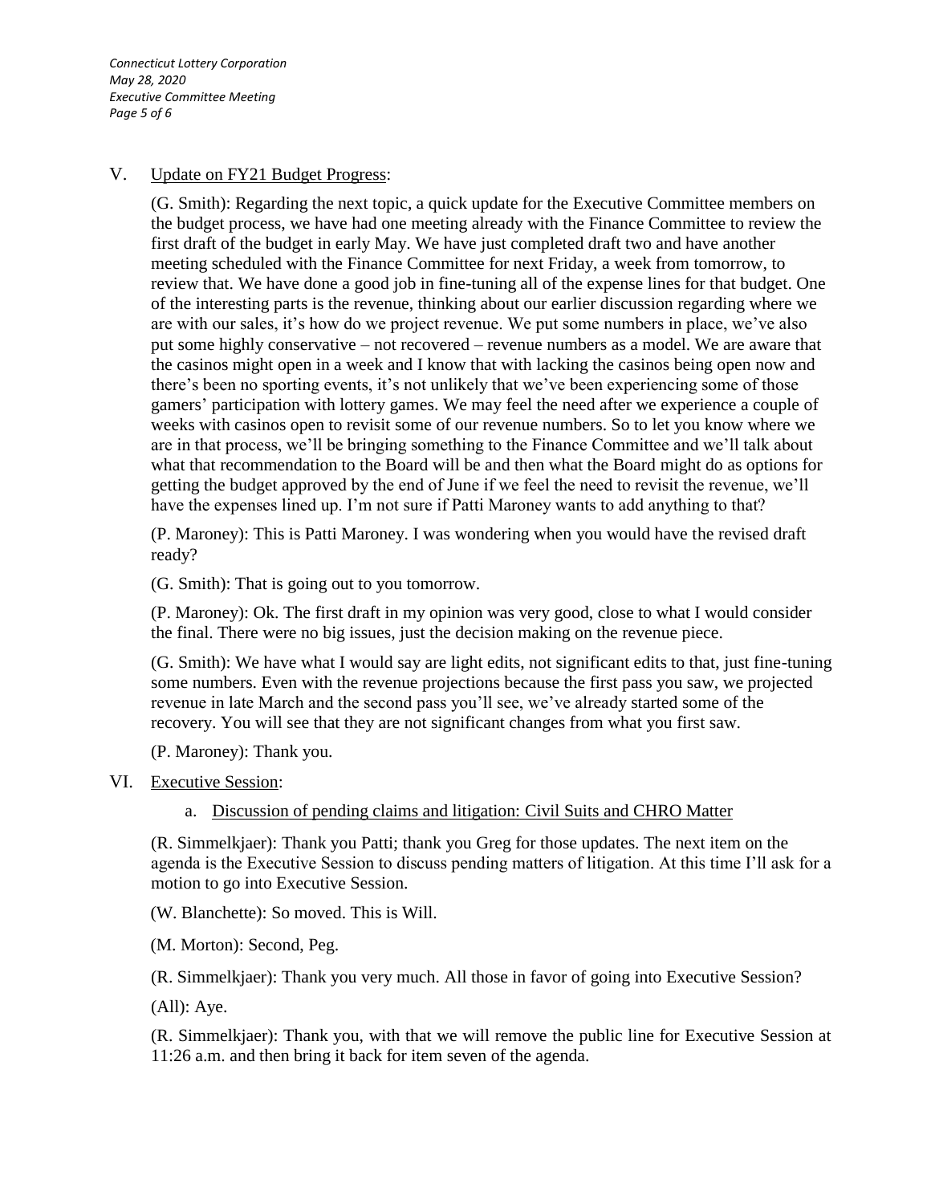V. Update on FY21 Budget Progress:

(G. Smith): Regarding the next topic, a quick update for the Executive Committee members on the budget process, we have had one meeting already with the Finance Committee to review the first draft of the budget in early May. We have just completed draft two and have another meeting scheduled with the Finance Committee for next Friday, a week from tomorrow, to review that. We have done a good job in fine-tuning all of the expense lines for that budget. One of the interesting parts is the revenue, thinking about our earlier discussion regarding where we are with our sales, it's how do we project revenue. We put some numbers in place, we've also put some highly conservative – not recovered – revenue numbers as a model. We are aware that the casinos might open in a week and I know that with lacking the casinos being open now and there's been no sporting events, it's not unlikely that we've been experiencing some of those gamers' participation with lottery games. We may feel the need after we experience a couple of weeks with casinos open to revisit some of our revenue numbers. So to let you know where we are in that process, we'll be bringing something to the Finance Committee and we'll talk about what that recommendation to the Board will be and then what the Board might do as options for getting the budget approved by the end of June if we feel the need to revisit the revenue, we'll have the expenses lined up. I'm not sure if Patti Maroney wants to add anything to that?

(P. Maroney): This is Patti Maroney. I was wondering when you would have the revised draft ready?

(G. Smith): That is going out to you tomorrow.

(P. Maroney): Ok. The first draft in my opinion was very good, close to what I would consider the final. There were no big issues, just the decision making on the revenue piece.

(G. Smith): We have what I would say are light edits, not significant edits to that, just fine-tuning some numbers. Even with the revenue projections because the first pass you saw, we projected revenue in late March and the second pass you'll see, we've already started some of the recovery. You will see that they are not significant changes from what you first saw.

(P. Maroney): Thank you.

VI. Executive Session:

a. Discussion of pending claims and litigation: Civil Suits and CHRO Matter

(R. Simmelkjaer): Thank you Patti; thank you Greg for those updates. The next item on the agenda is the Executive Session to discuss pending matters of litigation. At this time I'll ask for a motion to go into Executive Session.

(W. Blanchette): So moved. This is Will.

(M. Morton): Second, Peg.

(R. Simmelkjaer): Thank you very much. All those in favor of going into Executive Session?

(All): Aye.

(R. Simmelkjaer): Thank you, with that we will remove the public line for Executive Session at 11:26 a.m. and then bring it back for item seven of the agenda.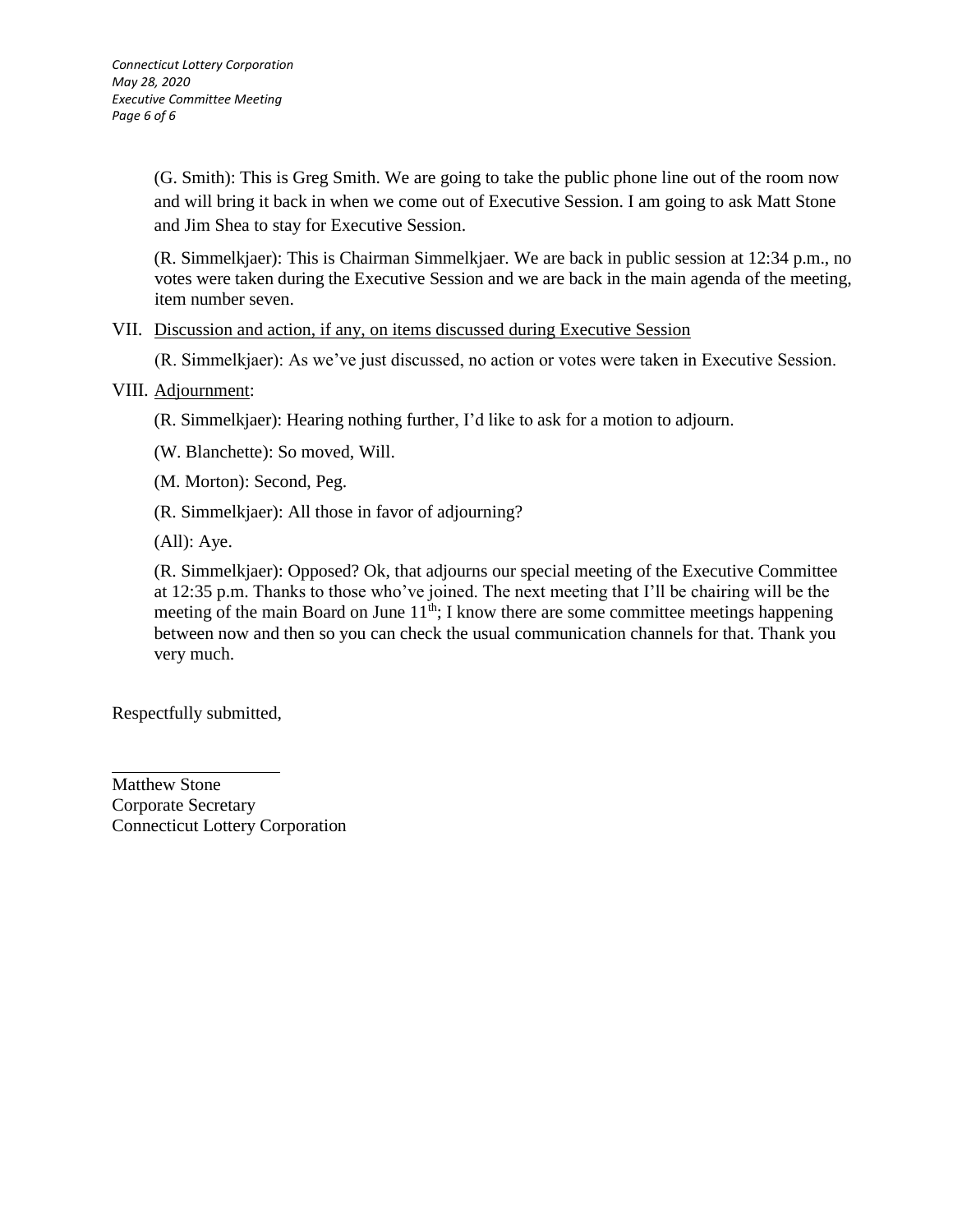(G. Smith): This is Greg Smith. We are going to take the public phone line out of the room now and will bring it back in when we come out of Executive Session. I am going to ask Matt Stone and Jim Shea to stay for Executive Session.

(R. Simmelkjaer): This is Chairman Simmelkjaer. We are back in public session at 12:34 p.m., no votes were taken during the Executive Session and we are back in the main agenda of the meeting, item number seven.

VII. Discussion and action, if any, on items discussed during Executive Session

(R. Simmelkjaer): As we've just discussed, no action or votes were taken in Executive Session.

VIII. Adjournment:

(R. Simmelkjaer): Hearing nothing further, I'd like to ask for a motion to adjourn.

(W. Blanchette): So moved, Will.

(M. Morton): Second, Peg.

(R. Simmelkjaer): All those in favor of adjourning?

(All): Aye.

(R. Simmelkjaer): Opposed? Ok, that adjourns our special meeting of the Executive Committee at 12:35 p.m. Thanks to those who've joined. The next meeting that I'll be chairing will be the meeting of the main Board on June 11th; I know there are some committee meetings happening between now and then so you can check the usual communication channels for that. Thank you very much.

Respectfully submitted,

\_\_\_\_\_\_\_\_\_\_\_\_\_\_\_\_\_\_\_\_

Matthew Stone
Corporate Secretary
Connecticut Lottery Corporation